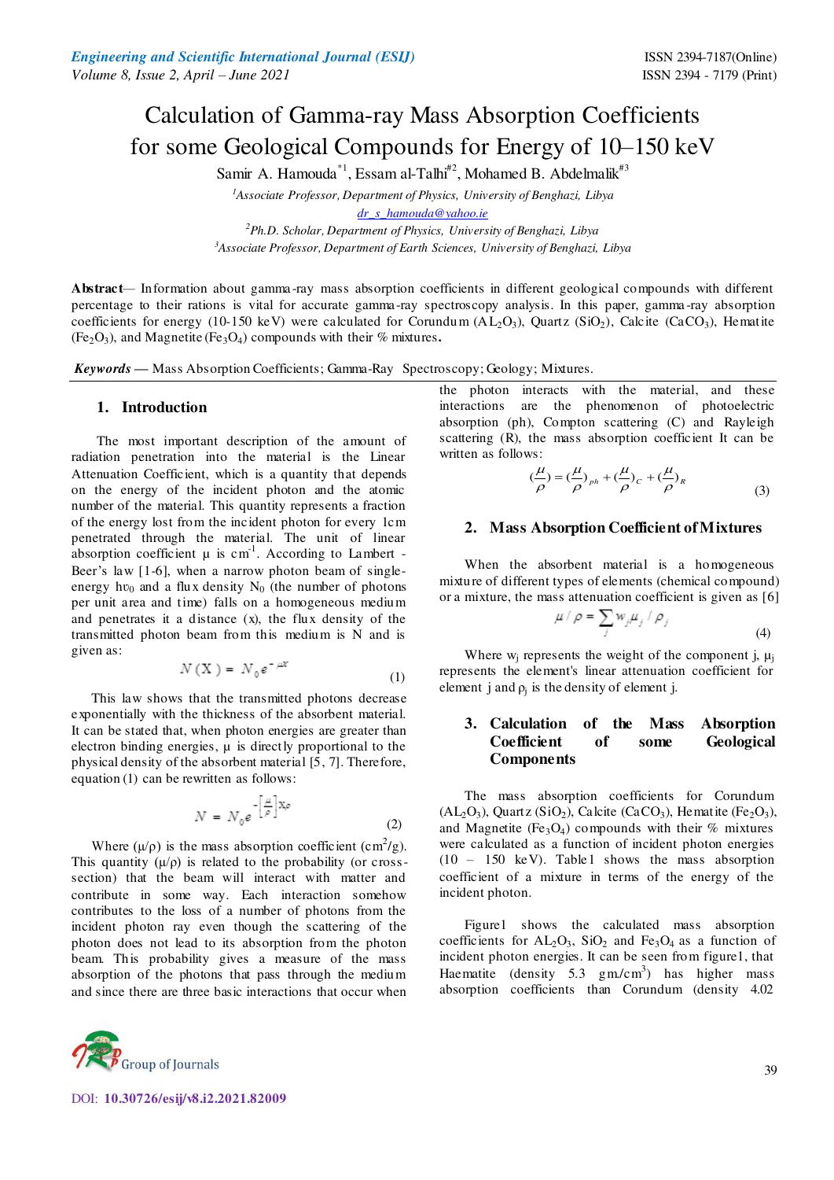# Calculation of Gamma-ray Mass Absorption Coefficients for some Geological Compounds for Energy of 10–150 keV

Samir A. Hamouda*[1], Essam al-Talhi#[2], Mohamed B. Abdelmalik#[3]

[1]*Associate Professor, Department of Physics, University of Benghazi, Libya*
dr_s_hamouda@yahoo.ie

[2]*Ph.D. Scholar, Department of Physics, University of Benghazi, Libya*

[3]*Associate Professor, Department of Earth Sciences, University of Benghazi, Libya*

**Abstract**— Information about gamma-ray mass absorption coefficients in different geological compounds with different percentage to their rations is vital for accurate gamma-ray spectroscopy analysis. In this paper, gamma-ray absorption coefficients for energy (10-150 keV) were calculated for Corundum ($AL_2O_3$), Quartz ($SiO_2$), Calcite ($CaCO_3$), Hematite ($Fe_2O_3$), and Magnetite ($Fe_3O_4$) compounds with their % mixtures.

***Keywords*** — Mass Absorption Coefficients; Gamma-Ray Spectroscopy; Geology; Mixtures.

## 1. Introduction

The most important description of the amount of radiation penetration into the material is the Linear Attenuation Coefficient, which is a quantity that depends on the energy of the incident photon and the atomic number of the material. This quantity represents a fraction of the energy lost from the incident photon for every 1cm penetrated through the material. The unit of linear absorption coefficient μ is $cm^{-1}$. According to Lambert - Beer's law [1-6], when a narrow photon beam of single-energy $h\upsilon_0$ and a flux density $N_0$ (the number of photons per unit area and time) falls on a homogeneous medium and penetrates it a distance (x), the flux density of the transmitted photon beam from this medium is N and is given as:

$$N(X) = N_0 e^{-\mu x} \tag{1}$$

This law shows that the transmitted photons decrease exponentially with the thickness of the absorbent material. It can be stated that, when photon energies are greater than electron binding energies, μ is directly proportional to the physical density of the absorbent material [5, 7]. Therefore, equation (1) can be rewritten as follows:

$$N = N_0 e^{-\left[\frac{\mu}{\rho}\right] x\rho} \tag{2}$$

Where (μ/ρ) is the mass absorption coefficient ($cm^2$/g). This quantity (μ/ρ) is related to the probability (or cross-section) that the beam will interact with matter and contribute in some way. Each interaction somehow contributes to the loss of a number of photons from the incident photon ray even though the scattering of the photon does not lead to its absorption from the photon beam. This probability gives a measure of the mass absorption of the photons that pass through the medium and since there are three basic interactions that occur when the photon interacts with the material, and these interactions are the phenomenon of photoelectric absorption (ph), Compton scattering (C) and Rayleigh scattering (R), the mass absorption coefficient It can be written as follows:

$$\left(\frac{\mu}{\rho}\right) = \left(\frac{\mu}{\rho}\right)_{ph} + \left(\frac{\mu}{\rho}\right)_{C} + \left(\frac{\mu}{\rho}\right)_{R} \tag{3}$$

## 2. Mass Absorption Coefficient of Mixtures

When the absorbent material is a homogeneous mixture of different types of elements (chemical compound) or a mixture, the mass attenuation coefficient is given as [6]

$$\mu/\rho = \sum_j w_j \mu_j / \rho_j \tag{4}$$

Where $w_j$ represents the weight of the component j, $\mu_j$ represents the element's linear attenuation coefficient for element j and $\rho_j$ is the density of element j.

## 3. Calculation of the Mass Absorption Coefficient of some Geological Components

The mass absorption coefficients for Corundum ($AL_2O_3$), Quartz ($SiO_2$), Calcite ($CaCO_3$), Hematite ($Fe_2O_3$), and Magnetite ($Fe_3O_4$) compounds with their % mixtures were calculated as a function of incident photon energies (10 – 150 keV). Table1 shows the mass absorption coefficient of a mixture in terms of the energy of the incident photon.

Figure1 shows the calculated mass absorption coefficients for $AL_2O_3$, $SiO_2$ and $Fe_3O_4$ as a function of incident photon energies. It can be seen from figure1, that Haematite (density 5.3 gm/$cm^3$) has higher mass absorption coefficients than Corundum (density 4.02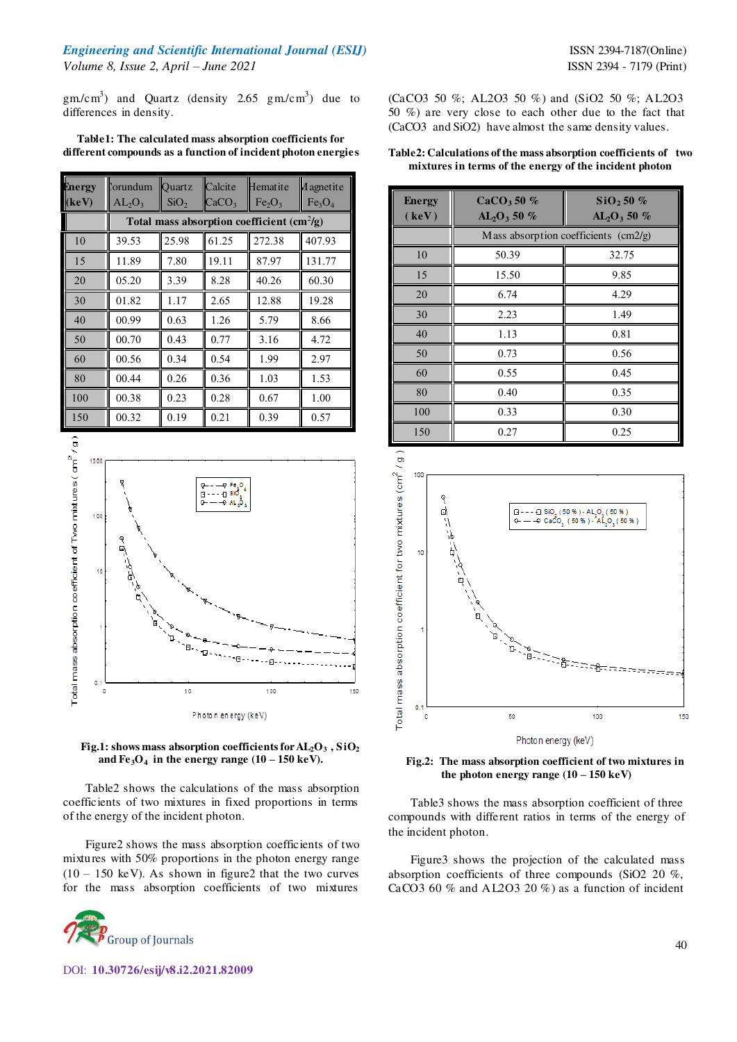gm/cm$^3$) and Quartz (density 2.65 gm/cm$^3$) due to differences in density.

**Table1: The calculated mass absorption coefficients for different compounds as a function of incident photon energies**

| Energy (keV) | Corundum $AL_2O_3$ | Quartz $SiO_2$ | Calcite $CaCO_3$ | Hematite $Fe_2O_3$ | Magnetite $Fe_3O_4$ |
|---|---|---|---|---|---|
| | Total mass absorption coefficient (cm$^2$/g) | | | | |
| 10 | 39.53 | 25.98 | 61.25 | 272.38 | 407.93 |
| 15 | 11.89 | 7.80 | 19.11 | 87.97 | 131.77 |
| 20 | 05.20 | 3.39 | 8.28 | 40.26 | 60.30 |
| 30 | 01.82 | 1.17 | 2.65 | 12.88 | 19.28 |
| 40 | 00.99 | 0.63 | 1.26 | 5.79 | 8.66 |
| 50 | 00.70 | 0.43 | 0.77 | 3.16 | 4.72 |
| 60 | 00.56 | 0.34 | 0.54 | 1.99 | 2.97 |
| 80 | 00.44 | 0.26 | 0.36 | 1.03 | 1.53 |
| 100 | 00.38 | 0.23 | 0.28 | 0.67 | 1.00 |
| 150 | 00.32 | 0.19 | 0.21 | 0.39 | 0.57 |

**Fig.1: shows mass absorption coefficients for $AL_2O_3$ , $SiO_2$ and $Fe_3O_4$ in the energy range (10 – 150 keV).**

Table2 shows the calculations of the mass absorption coefficients of two mixtures in fixed proportions in terms of the energy of the incident photon.

Figure2 shows the mass absorption coefficients of two mixtures with 50% proportions in the photon energy range (10 – 150 keV). As shown in figure2 that the two curves for the mass absorption coefficients of two mixtures (CaCO3 50 %; AL2O3 50 %) and (SiO2 50 %; AL2O3 50 %) are very close to each other due to the fact that (CaCO3 and SiO2) have almost the same density values.

**Table2: Calculations of the mass absorption coefficients of two mixtures in terms of the energy of the incident photon**

| Energy ( keV) | $CaCO_3$ 50 % $AL_2O_3$ 50 % | $SiO_2$ 50 % $AL_2O_3$ 50 % |
|---|---|---|
| | Mass absorption coefficients (cm2/g) | |
| 10 | 50.39 | 32.75 |
| 15 | 15.50 | 9.85 |
| 20 | 6.74 | 4.29 |
| 30 | 2.23 | 1.49 |
| 40 | 1.13 | 0.81 |
| 50 | 0.73 | 0.56 |
| 60 | 0.55 | 0.45 |
| 80 | 0.40 | 0.35 |
| 100 | 0.33 | 0.30 |
| 150 | 0.27 | 0.25 |

**Fig.2: The mass absorption coefficient of two mixtures in the photon energy range (10 – 150 keV)**

Table3 shows the mass absorption coefficient of three compounds with different ratios in terms of the energy of the incident photon.

Figure3 shows the projection of the calculated mass absorption coefficients of three compounds (SiO2 20 %, CaCO3 60 % and AL2O3 20 %) as a function of incident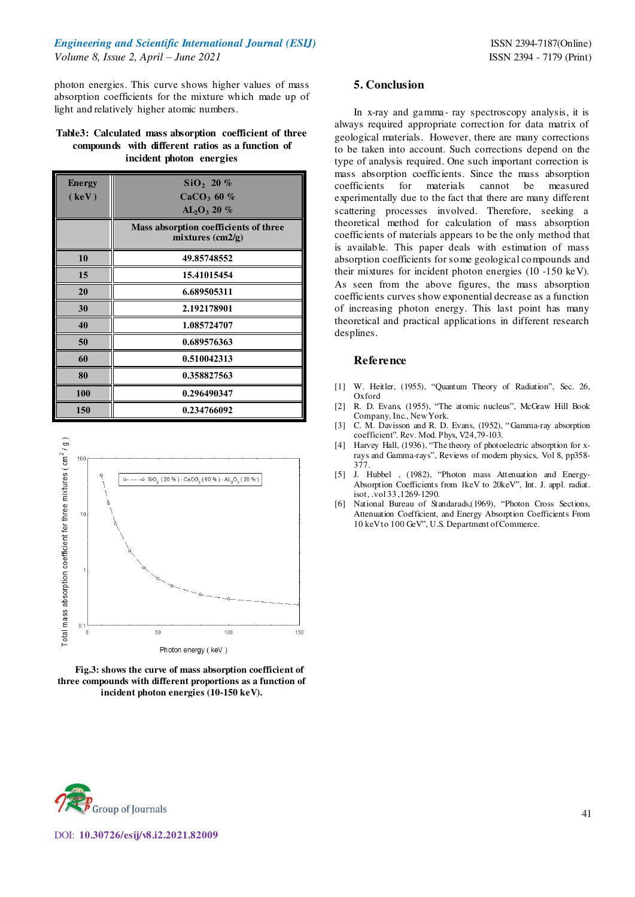photon energies. This curve shows higher values of mass absorption coefficients for the mixture which made up of light and relatively higher atomic numbers.

**Table3: Calculated mass absorption coefficient of three compounds with different ratios as a function of incident photon energies**

| Energy (keV) | $SiO_2$ 20 %, $CaCO_3$ 60 %, $AL_2O_3$ 20 % |
|---|---|
| | Mass absorption coefficients of three mixtures (cm2/g) |
| 10 | 49.85748552 |
| 15 | 15.41015454 |
| 20 | 6.689505311 |
| 30 | 2.192178901 |
| 40 | 1.085724707 |
| 50 | 0.689576363 |
| 60 | 0.510042313 |
| 80 | 0.358827563 |
| 100 | 0.296490347 |
| 150 | 0.234766092 |

Total mass absorption coefficient for three mixtures ( $cm^2$ / g )

100

10

1

0.1

0

50

100

150

Photon energy ( keV )

$SiO_2$ ( 20 % ) - $CaCO_3$ ( 60 % ) - $AL_2O_3$ ( 20 % )

**Fig.3: shows the curve of mass absorption coefficient of three compounds with different proportions as a function of incident photon energies (10-150 keV).**

## 5. Conclusion

In x-ray and gamma- ray spectroscopy analysis, it is always required appropriate correction for data matrix of geological materials. However, there are many corrections to be taken into account. Such corrections depend on the type of analysis required. One such important correction is mass absorption coefficients. Since the mass absorption coefficients for materials cannot be measured experimentally due to the fact that there are many different scattering processes involved. Therefore, seeking a theoretical method for calculation of mass absorption coefficients of materials appears to be the only method that is available. This paper deals with estimation of mass absorption coefficients for some geological compounds and their mixtures for incident photon energies (10 -150 keV). As seen from the above figures, the mass absorption coefficients curves show exponential decrease as a function of increasing photon energy. This last point has many theoretical and practical applications in different research desplines.

## Reference

[1] W. Heitler, (1955), "Quantum Theory of Radiation", Sec. 26, Oxford

[2] R. D. Evans, (1955), "The atomic nucleus", McGraw Hill Book Company, Inc., New York.

[3] C. M. Davisson and R. D. Evans, (1952), "Gamma-ray absorption coefficient". Rev. Mod. Phys, V24,79-103.

[4] Harvey Hall, (1936), "The theory of photoelectric absorption for x-rays and Gamma-rays", Reviews of modern physics, Vol 8, pp358-377.

[5] J. Hubbel , (1982), "Photon mass Attenuation and Energy-Absorption Coefficients from 1keV to 20keV", Int. J. appl. radiat. isot, .vol 33,1269-1290.

[6] National Bureau of Standarads,(1969), "Photon Cross Sections, Attenuation Coefficient, and Energy Absorption Coefficients From 10 keV to 100 GeV", U.S. Department of Commerce.